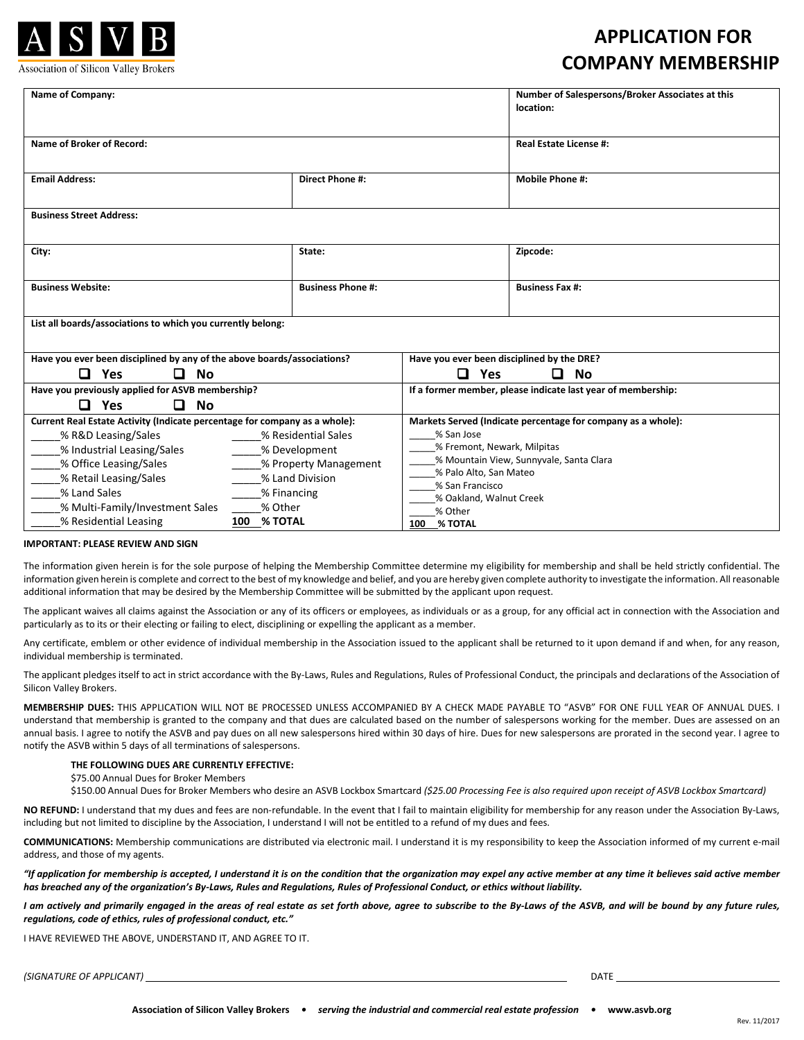ASVB

Association of Silicon Valley Brokers

# APPLICATION FOR COMPANY MEMBERSHIP

| | | | |
|---|---|---|---|
| **Name of Company:** | | | **Number of Salespersons/Broker Associates at this location:** |
| **Name of Broker of Record:** | | | **Real Estate License #:** |
| **Email Address:** | **Direct Phone #:** | | **Mobile Phone #:** |
| **Business Street Address:** | | | |
| **City:** | **State:** | | **Zipcode:** |
| **Business Website:** | **Business Phone #:** | | **Business Fax #:** |
| **List all boards/associations to which you currently belong:** | | | |
| **Have you ever been disciplined by any of the above boards/associations?** ❑ **Yes** ❑ **No** | | **Have you ever been disciplined by the DRE?** ❑ **Yes** ❑ **No** | |
| **Have you previously applied for ASVB membership?** ❑ **Yes** ❑ **No** | | **If a former member, please indicate last year of membership:** | |

**Current Real Estate Activity (Indicate percentage for company as a whole):**

_____% R&D Leasing/Sales
_____% Industrial Leasing/Sales
_____% Office Leasing/Sales
_____% Retail Leasing/Sales
_____% Land Sales
_____% Multi-Family/Investment Sales
_____% Residential Leasing
_____% Residential Sales
_____% Development
_____% Property Management
_____% Land Division
_____% Financing
_____% Other
**100 % TOTAL**

**Markets Served (Indicate percentage for company as a whole):**

_____% San Jose
_____% Fremont, Newark, Milpitas
_____% Mountain View, Sunnyvale, Santa Clara
_____% Palo Alto, San Mateo
_____% San Francisco
_____% Oakland, Walnut Creek
_____% Other
**100 % TOTAL**

**IMPORTANT: PLEASE REVIEW AND SIGN**

The information given herein is for the sole purpose of helping the Membership Committee determine my eligibility for membership and shall be held strictly confidential. The information given herein is complete and correct to the best of my knowledge and belief, and you are hereby given complete authority to investigate the information. All reasonable additional information that may be desired by the Membership Committee will be submitted by the applicant upon request.

The applicant waives all claims against the Association or any of its officers or employees, as individuals or as a group, for any official act in connection with the Association and particularly as to its or their electing or failing to elect, disciplining or expelling the applicant as a member.

Any certificate, emblem or other evidence of individual membership in the Association issued to the applicant shall be returned to it upon demand if and when, for any reason, individual membership is terminated.

The applicant pledges itself to act in strict accordance with the By-Laws, Rules and Regulations, Rules of Professional Conduct, the principals and declarations of the Association of Silicon Valley Brokers.

**MEMBERSHIP DUES:** THIS APPLICATION WILL NOT BE PROCESSED UNLESS ACCOMPANIED BY A CHECK MADE PAYABLE TO "ASVB" FOR ONE FULL YEAR OF ANNUAL DUES. I understand that membership is granted to the company and that dues are calculated based on the number of salespersons working for the member. Dues are assessed on an annual basis. I agree to notify the ASVB and pay dues on all new salespersons hired within 30 days of hire. Dues for new salespersons are prorated in the second year. I agree to notify the ASVB within 5 days of all terminations of salespersons.

**THE FOLLOWING DUES ARE CURRENTLY EFFECTIVE:**

$75.00 Annual Dues for Broker Members

$150.00 Annual Dues for Broker Members who desire an ASVB Lockbox Smartcard *($25.00 Processing Fee is also required upon receipt of ASVB Lockbox Smartcard)*

**NO REFUND:** I understand that my dues and fees are non-refundable. In the event that I fail to maintain eligibility for membership for any reason under the Association By-Laws, including but not limited to discipline by the Association, I understand I will not be entitled to a refund of my dues and fees.

**COMMUNICATIONS:** Membership communications are distributed via electronic mail. I understand it is my responsibility to keep the Association informed of my current e-mail address, and those of my agents.

***"If application for membership is accepted, I understand it is on the condition that the organization may expel any active member at any time it believes said active member has breached any of the organization's By-Laws, Rules and Regulations, Rules of Professional Conduct, or ethics without liability.***

***I am actively and primarily engaged in the areas of real estate as set forth above, agree to subscribe to the By-Laws of the ASVB, and will be bound by any future rules, regulations, code of ethics, rules of professional conduct, etc."***

I HAVE REVIEWED THE ABOVE, UNDERSTAND IT, AND AGREE TO IT.

*(SIGNATURE OF APPLICANT)* ______________________________ DATE ______________

**Association of Silicon Valley Brokers • *serving the industrial and commercial real estate profession* • www.asvb.org**

Rev. 11/2017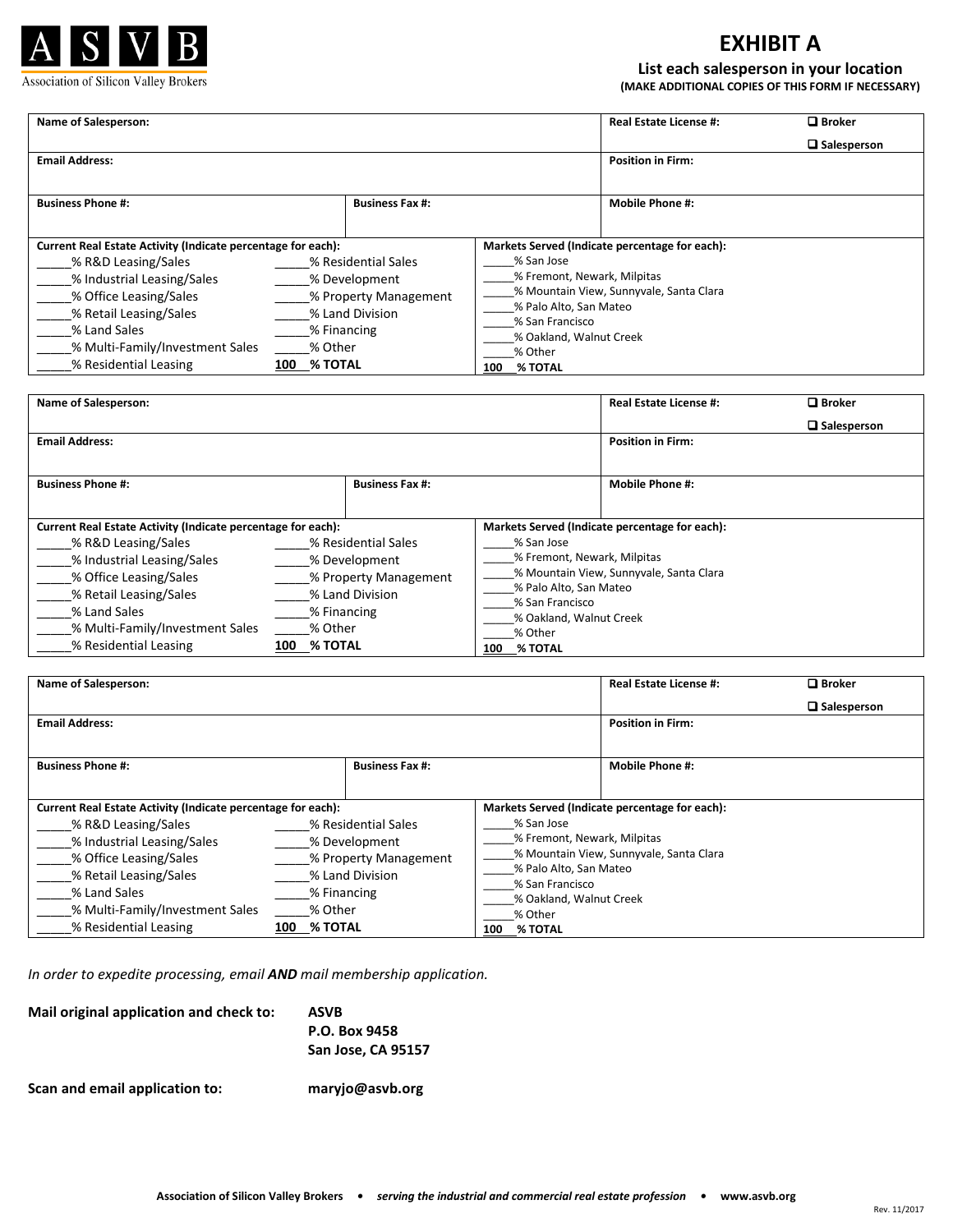ASVB

Association of Silicon Valley Brokers

# EXHIBIT A

### List each salesperson in your location

**(MAKE ADDITIONAL COPIES OF THIS FORM IF NECESSARY)**

| **Name of Salesperson:** | | **Real Estate License #:** | ❑ **Broker** ❑ **Salesperson** |
|---|---|---|---|
| **Email Address:** | | **Position in Firm:** | |
| **Business Phone #:** | **Business Fax #:** | **Mobile Phone #:** | |

**Current Real Estate Activity (Indicate percentage for each):**

_____% R&D Leasing/Sales
_____% Industrial Leasing/Sales
_____% Office Leasing/Sales
_____% Retail Leasing/Sales
_____% Land Sales
_____% Multi-Family/Investment Sales
_____% Residential Leasing
_____% Residential Sales
_____% Development
_____% Property Management
_____% Land Division
_____% Financing
_____% Other
**100 % TOTAL**

**Markets Served (Indicate percentage for each):**

_____% San Jose
_____% Fremont, Newark, Milpitas
_____% Mountain View, Sunnyvale, Santa Clara
_____% Palo Alto, San Mateo
_____% San Francisco
_____% Oakland, Walnut Creek
_____% Other
**100 % TOTAL**

| **Name of Salesperson:** | | **Real Estate License #:** | ❑ **Broker** ❑ **Salesperson** |
|---|---|---|---|
| **Email Address:** | | **Position in Firm:** | |
| **Business Phone #:** | **Business Fax #:** | **Mobile Phone #:** | |

**Current Real Estate Activity (Indicate percentage for each):**

_____% R&D Leasing/Sales
_____% Industrial Leasing/Sales
_____% Office Leasing/Sales
_____% Retail Leasing/Sales
_____% Land Sales
_____% Multi-Family/Investment Sales
_____% Residential Leasing
_____% Residential Sales
_____% Development
_____% Property Management
_____% Land Division
_____% Financing
_____% Other
**100 % TOTAL**

**Markets Served (Indicate percentage for each):**

_____% San Jose
_____% Fremont, Newark, Milpitas
_____% Mountain View, Sunnyvale, Santa Clara
_____% Palo Alto, San Mateo
_____% San Francisco
_____% Oakland, Walnut Creek
_____% Other
**100 % TOTAL**

| **Name of Salesperson:** | | **Real Estate License #:** | ❑ **Broker** ❑ **Salesperson** |
|---|---|---|---|
| **Email Address:** | | **Position in Firm:** | |
| **Business Phone #:** | **Business Fax #:** | **Mobile Phone #:** | |

**Current Real Estate Activity (Indicate percentage for each):**

_____% R&D Leasing/Sales
_____% Industrial Leasing/Sales
_____% Office Leasing/Sales
_____% Retail Leasing/Sales
_____% Land Sales
_____% Multi-Family/Investment Sales
_____% Residential Leasing
_____% Residential Sales
_____% Development
_____% Property Management
_____% Land Division
_____% Financing
_____% Other
**100 % TOTAL**

**Markets Served (Indicate percentage for each):**

_____% San Jose
_____% Fremont, Newark, Milpitas
_____% Mountain View, Sunnyvale, Santa Clara
_____% Palo Alto, San Mateo
_____% San Francisco
_____% Oakland, Walnut Creek
_____% Other
**100 % TOTAL**

*In order to expedite processing, email* ***AND*** *mail membership application.*

**Mail original application and check to:** **ASVB**
**P.O. Box 9458**
**San Jose, CA 95157**

**Scan and email application to:** **maryjo@asvb.org**

**Association of Silicon Valley Brokers** • ***serving the industrial and commercial real estate profession*** • **www.asvb.org**

Rev. 11/2017